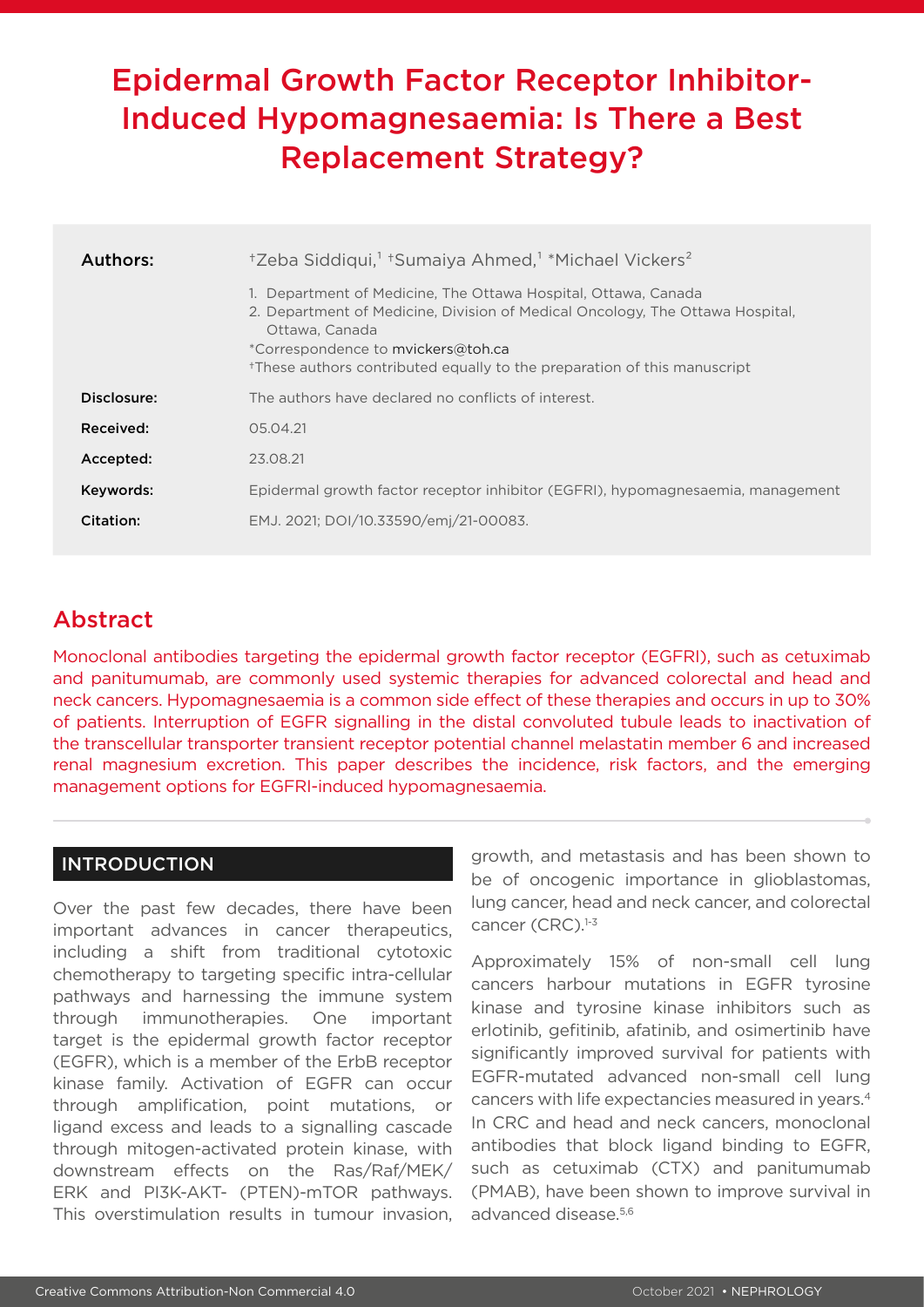# Epidermal Growth Factor Receptor Inhibitor-Induced Hypomagnesaemia: Is There a Best Replacement Strategy?

**Authors:** †Zeba Siddiqui,[1] †Sumaiya Ahmed,[1] *Michael Vickers[2]

1. Department of Medicine, The Ottawa Hospital, Ottawa, Canada
2. Department of Medicine, Division of Medical Oncology, The Ottawa Hospital, Ottawa, Canada

*Correspondence to mvickers@toh.ca
†These authors contributed equally to the preparation of this manuscript

**Disclosure:** The authors have declared no conflicts of interest.

**Received:** 05.04.21

**Accepted:** 23.08.21

**Keywords:** Epidermal growth factor receptor inhibitor (EGFRI), hypomagnesaemia, management

**Citation:** EMJ. 2021; DOI/10.33590/emj/21-00083.

## Abstract

Monoclonal antibodies targeting the epidermal growth factor receptor (EGFRI), such as cetuximab and panitumumab, are commonly used systemic therapies for advanced colorectal and head and neck cancers. Hypomagnesaemia is a common side effect of these therapies and occurs in up to 30% of patients. Interruption of EGFR signalling in the distal convoluted tubule leads to inactivation of the transcellular transporter transient receptor potential channel melastatin member 6 and increased renal magnesium excretion. This paper describes the incidence, risk factors, and the emerging management options for EGFRI-induced hypomagnesaemia.

## INTRODUCTION

Over the past few decades, there have been important advances in cancer therapeutics, including a shift from traditional cytotoxic chemotherapy to targeting specific intra-cellular pathways and harnessing the immune system through immunotherapies. One important target is the epidermal growth factor receptor (EGFR), which is a member of the ErbB receptor kinase family. Activation of EGFR can occur through amplification, point mutations, or ligand excess and leads to a signalling cascade through mitogen-activated protein kinase, with downstream effects on the Ras/Raf/MEK/ERK and PI3K-AKT- (PTEN)-mTOR pathways. This overstimulation results in tumour invasion, growth, and metastasis and has been shown to be of oncogenic importance in glioblastomas, lung cancer, head and neck cancer, and colorectal cancer (CRC).[1-3]

Approximately 15% of non-small cell lung cancers harbour mutations in EGFR tyrosine kinase and tyrosine kinase inhibitors such as erlotinib, gefitinib, afatinib, and osimertinib have significantly improved survival for patients with EGFR-mutated advanced non-small cell lung cancers with life expectancies measured in years.[4] In CRC and head and neck cancers, monoclonal antibodies that block ligand binding to EGFR, such as cetuximab (CTX) and panitumumab (PMAB), have been shown to improve survival in advanced disease.[5,6]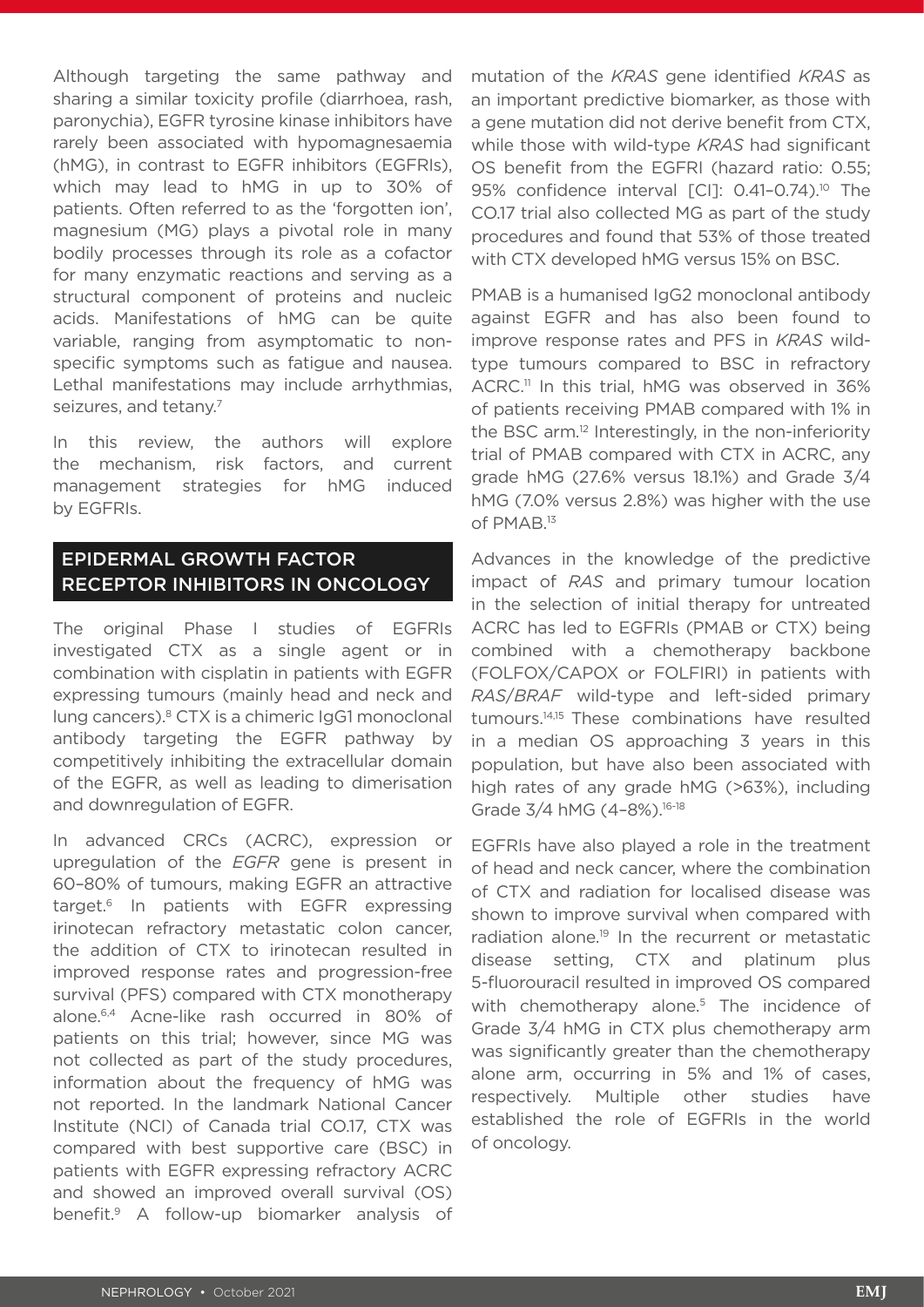Although targeting the same pathway and sharing a similar toxicity profile (diarrhoea, rash, paronychia), EGFR tyrosine kinase inhibitors have rarely been associated with hypomagnesaemia (hMG), in contrast to EGFR inhibitors (EGFRIs), which may lead to hMG in up to 30% of patients. Often referred to as the 'forgotten ion', magnesium (MG) plays a pivotal role in many bodily processes through its role as a cofactor for many enzymatic reactions and serving as a structural component of proteins and nucleic acids. Manifestations of hMG can be quite variable, ranging from asymptomatic to non-specific symptoms such as fatigue and nausea. Lethal manifestations may include arrhythmias, seizures, and tetany.[7]

In this review, the authors will explore the mechanism, risk factors, and current management strategies for hMG induced by EGFRIs.

## EPIDERMAL GROWTH FACTOR RECEPTOR INHIBITORS IN ONCOLOGY

The original Phase I studies of EGFRIs investigated CTX as a single agent or in combination with cisplatin in patients with EGFR expressing tumours (mainly head and neck and lung cancers).[8] CTX is a chimeric IgG1 monoclonal antibody targeting the EGFR pathway by competitively inhibiting the extracellular domain of the EGFR, as well as leading to dimerisation and downregulation of EGFR.

In advanced CRCs (ACRC), expression or upregulation of the *EGFR* gene is present in 60–80% of tumours, making EGFR an attractive target.[6] In patients with EGFR expressing irinotecan refractory metastatic colon cancer, the addition of CTX to irinotecan resulted in improved response rates and progression-free survival (PFS) compared with CTX monotherapy alone.[6,4] Acne-like rash occurred in 80% of patients on this trial; however, since MG was not collected as part of the study procedures, information about the frequency of hMG was not reported. In the landmark National Cancer Institute (NCI) of Canada trial CO.17, CTX was compared with best supportive care (BSC) in patients with EGFR expressing refractory ACRC and showed an improved overall survival (OS) benefit.[9] A follow-up biomarker analysis of mutation of the *KRAS* gene identified *KRAS* as an important predictive biomarker, as those with a gene mutation did not derive benefit from CTX, while those with wild-type *KRAS* had significant OS benefit from the EGFRI (hazard ratio: 0.55; 95% confidence interval [CI]: 0.41–0.74).[10] The CO.17 trial also collected MG as part of the study procedures and found that 53% of those treated with CTX developed hMG versus 15% on BSC.

PMAB is a humanised IgG2 monoclonal antibody against EGFR and has also been found to improve response rates and PFS in *KRAS* wild-type tumours compared to BSC in refractory ACRC.[11] In this trial, hMG was observed in 36% of patients receiving PMAB compared with 1% in the BSC arm.[12] Interestingly, in the non-inferiority trial of PMAB compared with CTX in ACRC, any grade hMG (27.6% versus 18.1%) and Grade 3/4 hMG (7.0% versus 2.8%) was higher with the use of PMAB.[13]

Advances in the knowledge of the predictive impact of *RAS* and primary tumour location in the selection of initial therapy for untreated ACRC has led to EGFRIs (PMAB or CTX) being combined with a chemotherapy backbone (FOLFOX/CAPOX or FOLFIRI) in patients with *RAS*/*BRAF* wild-type and left-sided primary tumours.[14,15] These combinations have resulted in a median OS approaching 3 years in this population, but have also been associated with high rates of any grade hMG (>63%), including Grade 3/4 hMG (4–8%).[16-18]

EGFRIs have also played a role in the treatment of head and neck cancer, where the combination of CTX and radiation for localised disease was shown to improve survival when compared with radiation alone.[19] In the recurrent or metastatic disease setting, CTX and platinum plus 5-fluorouracil resulted in improved OS compared with chemotherapy alone.[5] The incidence of Grade 3/4 hMG in CTX plus chemotherapy arm was significantly greater than the chemotherapy alone arm, occurring in 5% and 1% of cases, respectively. Multiple other studies have established the role of EGFRIs in the world of oncology.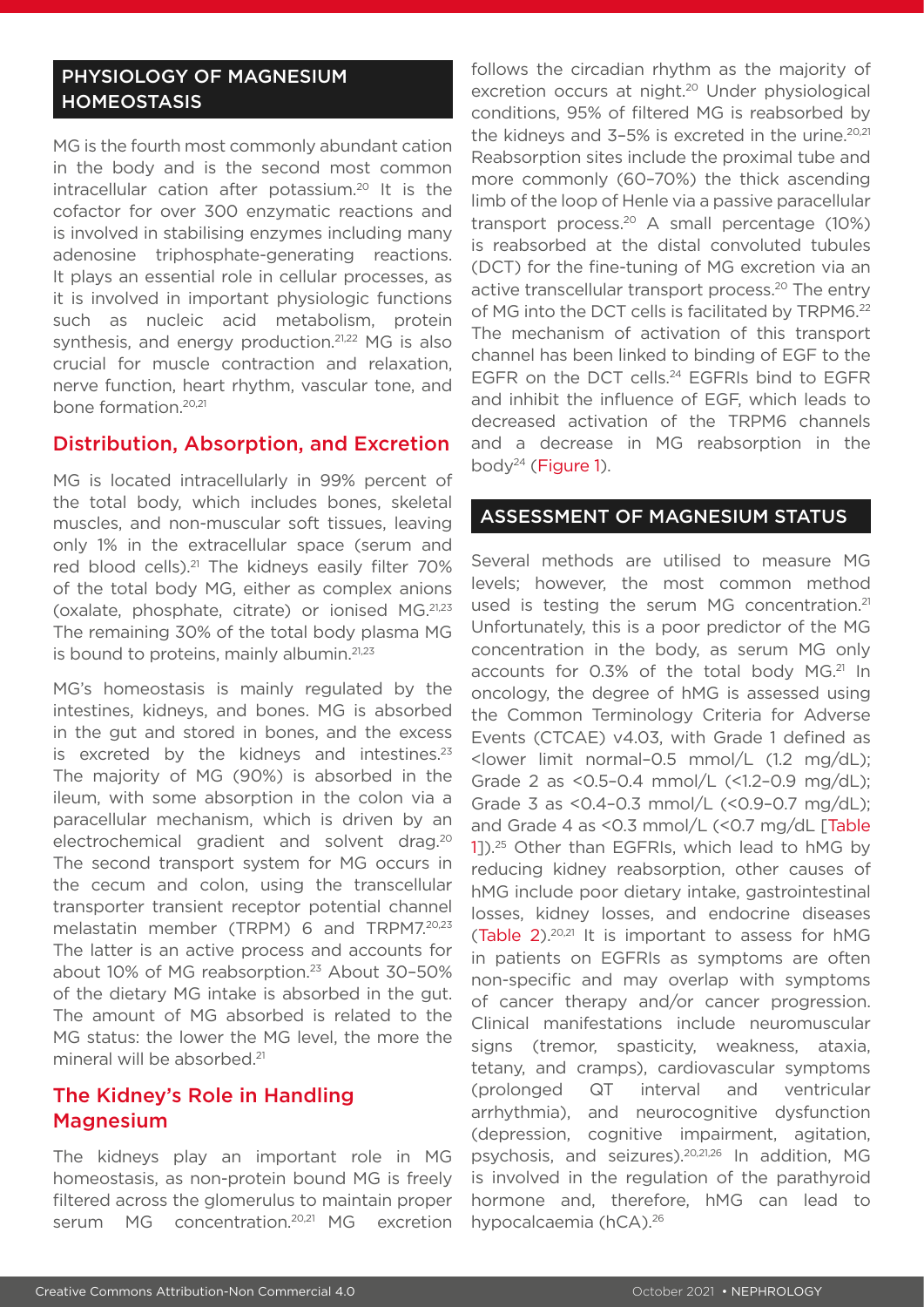## PHYSIOLOGY OF MAGNESIUM HOMEOSTASIS

MG is the fourth most commonly abundant cation in the body and is the second most common intracellular cation after potassium.[20] It is the cofactor for over 300 enzymatic reactions and is involved in stabilising enzymes including many adenosine triphosphate-generating reactions. It plays an essential role in cellular processes, as it is involved in important physiologic functions such as nucleic acid metabolism, protein synthesis, and energy production.[21,22] MG is also crucial for muscle contraction and relaxation, nerve function, heart rhythm, vascular tone, and bone formation.[20,21]

### Distribution, Absorption, and Excretion

MG is located intracellularly in 99% percent of the total body, which includes bones, skeletal muscles, and non-muscular soft tissues, leaving only 1% in the extracellular space (serum and red blood cells).[21] The kidneys easily filter 70% of the total body MG, either as complex anions (oxalate, phosphate, citrate) or ionised MG.[21,23] The remaining 30% of the total body plasma MG is bound to proteins, mainly albumin.[21,23]

MG's homeostasis is mainly regulated by the intestines, kidneys, and bones. MG is absorbed in the gut and stored in bones, and the excess is excreted by the kidneys and intestines.[23] The majority of MG (90%) is absorbed in the ileum, with some absorption in the colon via a paracellular mechanism, which is driven by an electrochemical gradient and solvent drag.[20] The second transport system for MG occurs in the cecum and colon, using the transcellular transporter transient receptor potential channel melastatin member (TRPM) 6 and TRPM7.[20,23] The latter is an active process and accounts for about 10% of MG reabsorption.[23] About 30–50% of the dietary MG intake is absorbed in the gut. The amount of MG absorbed is related to the MG status: the lower the MG level, the more the mineral will be absorbed.[21]

### The Kidney's Role in Handling Magnesium

The kidneys play an important role in MG homeostasis, as non-protein bound MG is freely filtered across the glomerulus to maintain proper serum MG concentration.[20,21] MG excretion follows the circadian rhythm as the majority of excretion occurs at night.[20] Under physiological conditions, 95% of filtered MG is reabsorbed by the kidneys and 3–5% is excreted in the urine.[20,21] Reabsorption sites include the proximal tube and more commonly (60–70%) the thick ascending limb of the loop of Henle via a passive paracellular transport process.[20] A small percentage (10%) is reabsorbed at the distal convoluted tubules (DCT) for the fine-tuning of MG excretion via an active transcellular transport process.[20] The entry of MG into the DCT cells is facilitated by TRPM6.[22] The mechanism of activation of this transport channel has been linked to binding of EGF to the EGFR on the DCT cells.[24] EGFRIs bind to EGFR and inhibit the influence of EGF, which leads to decreased activation of the TRPM6 channels and a decrease in MG reabsorption in the body[24] (Figure 1).

## ASSESSMENT OF MAGNESIUM STATUS

Several methods are utilised to measure MG levels; however, the most common method used is testing the serum MG concentration.[21] Unfortunately, this is a poor predictor of the MG concentration in the body, as serum MG only accounts for 0.3% of the total body MG.[21] In oncology, the degree of hMG is assessed using the Common Terminology Criteria for Adverse Events (CTCAE) v4.03, with Grade 1 defined as <lower limit normal–0.5 mmol/L (1.2 mg/dL); Grade 2 as <0.5–0.4 mmol/L (<1.2–0.9 mg/dL); Grade 3 as <0.4–0.3 mmol/L (<0.9–0.7 mg/dL); and Grade 4 as <0.3 mmol/L (<0.7 mg/dL [Table 1]).[25] Other than EGFRIs, which lead to hMG by reducing kidney reabsorption, other causes of hMG include poor dietary intake, gastrointestinal losses, kidney losses, and endocrine diseases (Table 2).[20,21] It is important to assess for hMG in patients on EGFRIs as symptoms are often non-specific and may overlap with symptoms of cancer therapy and/or cancer progression. Clinical manifestations include neuromuscular signs (tremor, spasticity, weakness, ataxia, tetany, and cramps), cardiovascular symptoms (prolonged QT interval and ventricular arrhythmia), and neurocognitive dysfunction (depression, cognitive impairment, agitation, psychosis, and seizures).[20,21,26] In addition, MG is involved in the regulation of the parathyroid hormone and, therefore, hMG can lead to hypocalcaemia (hCA).[26]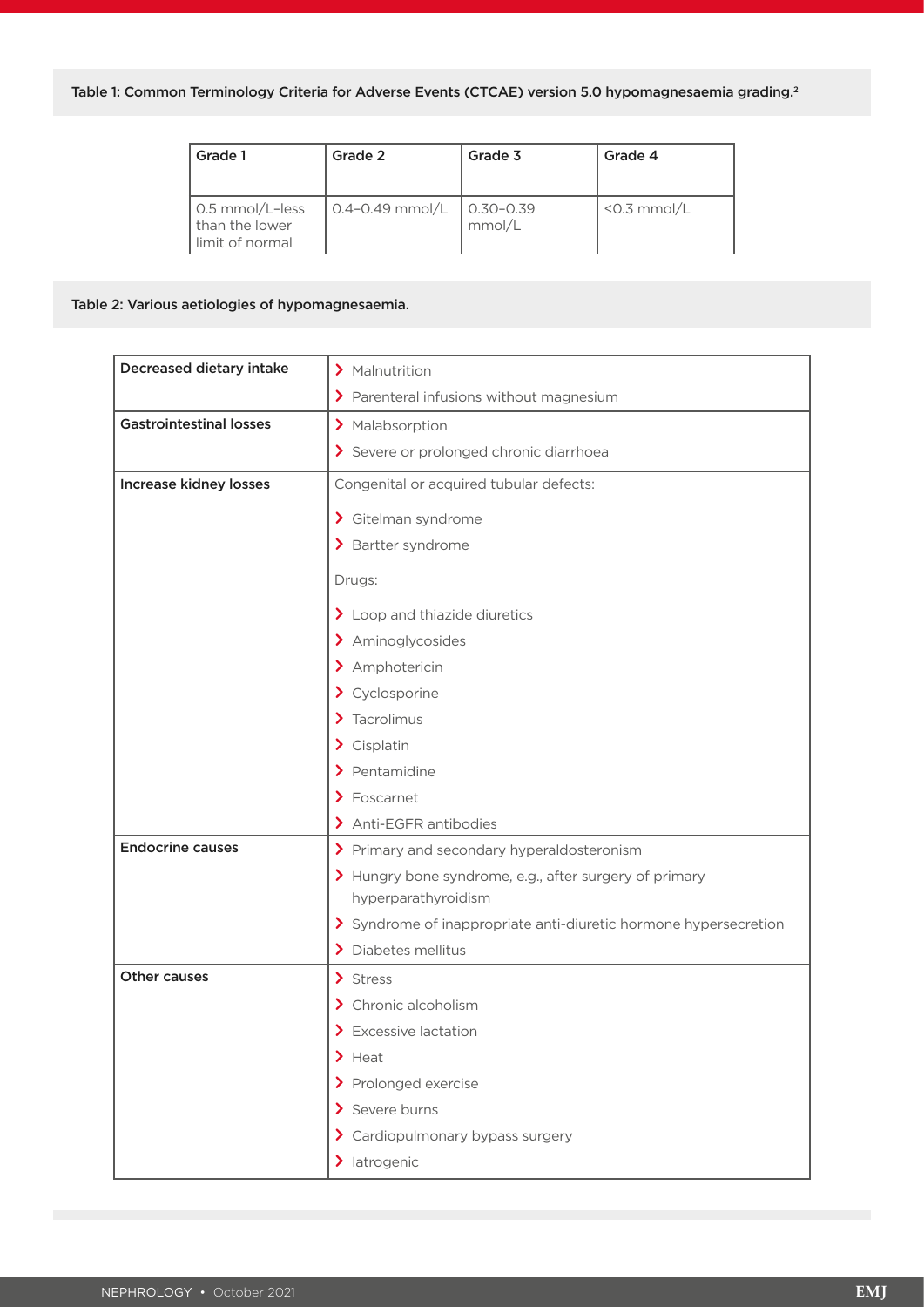Table 1: Common Terminology Criteria for Adverse Events (CTCAE) version 5.0 hypomagnesaemia grading.[2]

| Grade 1 | Grade 2 | Grade 3 | Grade 4 |
|---|---|---|---|
| 0.5 mmol/L–less than the lower limit of normal | 0.4–0.49 mmol/L | 0.30–0.39 mmol/L | <0.3 mmol/L |

Table 2: Various aetiologies of hypomagnesaemia.

| | |
|---|---|
| **Decreased dietary intake** | Malnutrition<br>Parenteral infusions without magnesium |
| **Gastrointestinal losses** | Malabsorption<br>Severe or prolonged chronic diarrhoea |
| **Increase kidney losses** | Congenital or acquired tubular defects:<br>Gitelman syndrome<br>Bartter syndrome<br>Drugs:<br>Loop and thiazide diuretics<br>Aminoglycosides<br>Amphotericin<br>Cyclosporine<br>Tacrolimus<br>Cisplatin<br>Pentamidine<br>Foscarnet<br>Anti-EGFR antibodies |
| **Endocrine causes** | Primary and secondary hyperaldosteronism<br>Hungry bone syndrome, e.g., after surgery of primary hyperparathyroidism<br>Syndrome of inappropriate anti-diuretic hormone hypersecretion<br>Diabetes mellitus |
| **Other causes** | Stress<br>Chronic alcoholism<br>Excessive lactation<br>Heat<br>Prolonged exercise<br>Severe burns<br>Cardiopulmonary bypass surgery<br>Iatrogenic |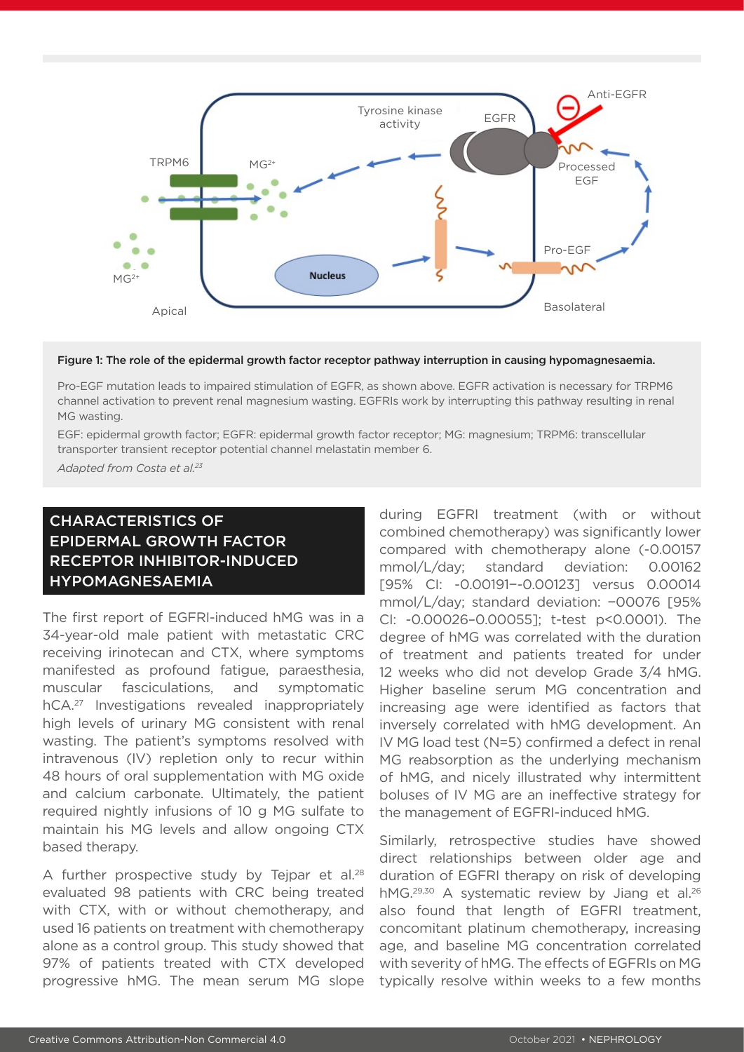**Figure 1: The role of the epidermal growth factor receptor pathway interruption in causing hypomagnesaemia.**

Pro-EGF mutation leads to impaired stimulation of EGFR, as shown above. EGFR activation is necessary for TRPM6 channel activation to prevent renal magnesium wasting. EGFRIs work by interrupting this pathway resulting in renal MG wasting.

EGF: epidermal growth factor; EGFR: epidermal growth factor receptor; MG: magnesium; TRPM6: transcellular transporter transient receptor potential channel melastatin member 6.

*Adapted from Costa et al.[23]*

## CHARACTERISTICS OF EPIDERMAL GROWTH FACTOR RECEPTOR INHIBITOR-INDUCED HYPOMAGNESAEMIA

The first report of EGFRI-induced hMG was in a 34-year-old male patient with metastatic CRC receiving irinotecan and CTX, where symptoms manifested as profound fatigue, paraesthesia, muscular fasciculations, and symptomatic hCA.[27] Investigations revealed inappropriately high levels of urinary MG consistent with renal wasting. The patient's symptoms resolved with intravenous (IV) repletion only to recur within 48 hours of oral supplementation with MG oxide and calcium carbonate. Ultimately, the patient required nightly infusions of 10 g MG sulfate to maintain his MG levels and allow ongoing CTX based therapy.

A further prospective study by Tejpar et al.[28] evaluated 98 patients with CRC being treated with CTX, with or without chemotherapy, and used 16 patients on treatment with chemotherapy alone as a control group. This study showed that 97% of patients treated with CTX developed progressive hMG. The mean serum MG slope during EGFRI treatment (with or without combined chemotherapy) was significantly lower compared with chemotherapy alone (-0.00157 mmol/L/day; standard deviation: 0.00162 [95% CI: -0.00191–-0.00123] versus 0.00014 mmol/L/day; standard deviation: −00076 [95% CI: -0.00026–0.00055]; t-test $p<0.0001$). The degree of hMG was correlated with the duration of treatment and patients treated for under 12 weeks who did not develop Grade 3/4 hMG. Higher baseline serum MG concentration and increasing age were identified as factors that inversely correlated with hMG development. An IV MG load test (N=5) confirmed a defect in renal MG reabsorption as the underlying mechanism of hMG, and nicely illustrated why intermittent boluses of IV MG are an ineffective strategy for the management of EGFRI-induced hMG.

Similarly, retrospective studies have showed direct relationships between older age and duration of EGFRI therapy on risk of developing hMG.[29,30] A systematic review by Jiang et al.[26] also found that length of EGFRI treatment, concomitant platinum chemotherapy, increasing age, and baseline MG concentration correlated with severity of hMG. The effects of EGFRIs on MG typically resolve within weeks to a few months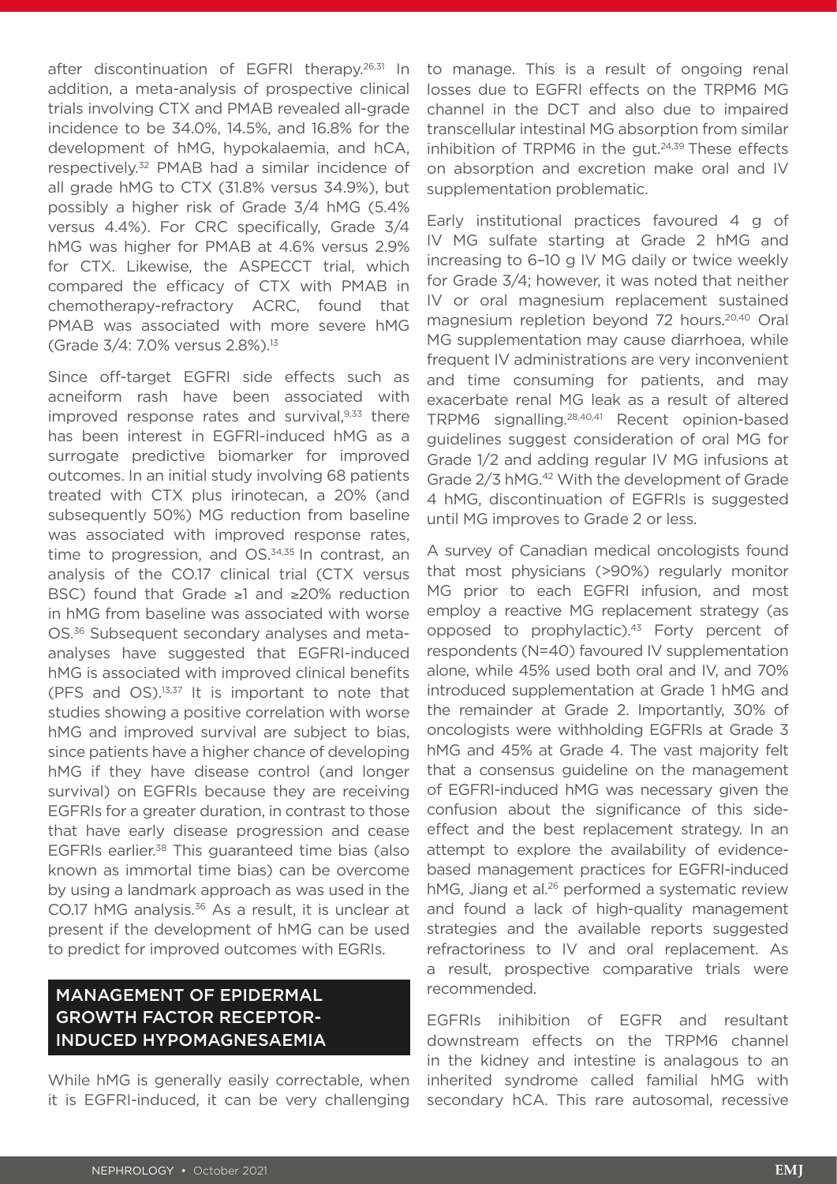after discontinuation of EGFRI therapy.[26,31] In addition, a meta-analysis of prospective clinical trials involving CTX and PMAB revealed all-grade incidence to be 34.0%, 14.5%, and 16.8% for the development of hMG, hypokalaemia, and hCA, respectively.[32] PMAB had a similar incidence of all grade hMG to CTX (31.8% versus 34.9%), but possibly a higher risk of Grade 3/4 hMG (5.4% versus 4.4%). For CRC specifically, Grade 3/4 hMG was higher for PMAB at 4.6% versus 2.9% for CTX. Likewise, the ASPECCT trial, which compared the efficacy of CTX with PMAB in chemotherapy-refractory ACRC, found that PMAB was associated with more severe hMG (Grade 3/4: 7.0% versus 2.8%).[13]

Since off-target EGFRI side effects such as acneiform rash have been associated with improved response rates and survival,[9,33] there has been interest in EGFRI-induced hMG as a surrogate predictive biomarker for improved outcomes. In an initial study involving 68 patients treated with CTX plus irinotecan, a 20% (and subsequently 50%) MG reduction from baseline was associated with improved response rates, time to progression, and OS.[34,35] In contrast, an analysis of the CO.17 clinical trial (CTX versus BSC) found that Grade ≥1 and ≥20% reduction in hMG from baseline was associated with worse OS.[36] Subsequent secondary analyses and meta-analyses have suggested that EGFRI-induced hMG is associated with improved clinical benefits (PFS and OS).[13,37] It is important to note that studies showing a positive correlation with worse hMG and improved survival are subject to bias, since patients have a higher chance of developing hMG if they have disease control (and longer survival) on EGFRIs because they are receiving EGFRIs for a greater duration, in contrast to those that have early disease progression and cease EGFRIs earlier.[38] This guaranteed time bias (also known as immortal time bias) can be overcome by using a landmark approach as was used in the CO.17 hMG analysis.[36] As a result, it is unclear at present if the development of hMG can be used to predict for improved outcomes with EGRIs.

## MANAGEMENT OF EPIDERMAL GROWTH FACTOR RECEPTOR-INDUCED HYPOMAGNESAEMIA

While hMG is generally easily correctable, when it is EGFRI-induced, it can be very challenging to manage. This is a result of ongoing renal losses due to EGFRI effects on the TRPM6 MG channel in the DCT and also due to impaired transcellular intestinal MG absorption from similar inhibition of TRPM6 in the gut.[24,39] These effects on absorption and excretion make oral and IV supplementation problematic.

Early institutional practices favoured 4 g of IV MG sulfate starting at Grade 2 hMG and increasing to 6–10 g IV MG daily or twice weekly for Grade 3/4; however, it was noted that neither IV or oral magnesium replacement sustained magnesium repletion beyond 72 hours.[20,40] Oral MG supplementation may cause diarrhoea, while frequent IV administrations are very inconvenient and time consuming for patients, and may exacerbate renal MG leak as a result of altered TRPM6 signalling.[28,40,41] Recent opinion-based guidelines suggest consideration of oral MG for Grade 1/2 and adding regular IV MG infusions at Grade 2/3 hMG.[42] With the development of Grade 4 hMG, discontinuation of EGFRIs is suggested until MG improves to Grade 2 or less.

A survey of Canadian medical oncologists found that most physicians (>90%) regularly monitor MG prior to each EGFRI infusion, and most employ a reactive MG replacement strategy (as opposed to prophylactic).[43] Forty percent of respondents (N=40) favoured IV supplementation alone, while 45% used both oral and IV, and 70% introduced supplementation at Grade 1 hMG and the remainder at Grade 2. Importantly, 30% of oncologists were withholding EGFRIs at Grade 3 hMG and 45% at Grade 4. The vast majority felt that a consensus guideline on the management of EGFRI-induced hMG was necessary given the confusion about the significance of this side-effect and the best replacement strategy. In an attempt to explore the availability of evidence-based management practices for EGFRI-induced hMG, Jiang et al.[26] performed a systematic review and found a lack of high-quality management strategies and the available reports suggested refractoriness to IV and oral replacement. As a result, prospective comparative trials were recommended.

EGFRIs inihibition of EGFR and resultant downstream effects on the TRPM6 channel in the kidney and intestine is analagous to an inherited syndrome called familial hMG with secondary hCA. This rare autosomal, recessive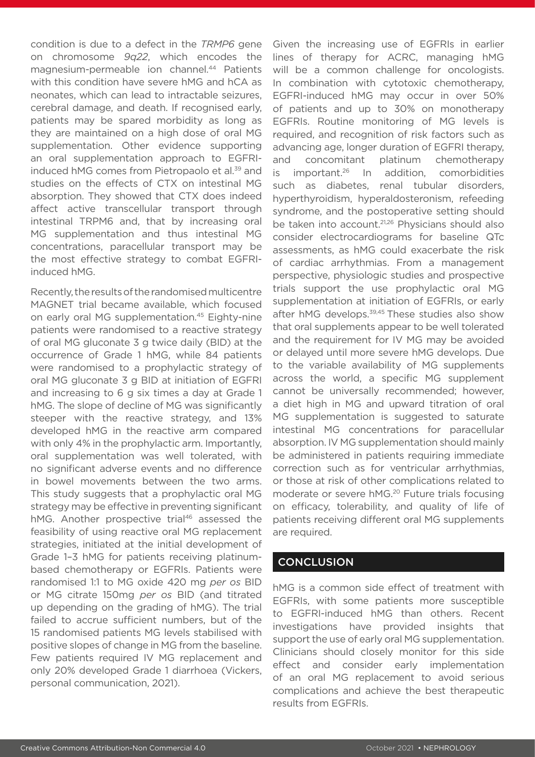condition is due to a defect in the *TRMP6* gene on chromosome *9q22*, which encodes the magnesium-permeable ion channel.[44] Patients with this condition have severe hMG and hCA as neonates, which can lead to intractable seizures, cerebral damage, and death. If recognised early, patients may be spared morbidity as long as they are maintained on a high dose of oral MG supplementation. Other evidence supporting an oral supplementation approach to EGFRI-induced hMG comes from Pietropaolo et al.[39] and studies on the effects of CTX on intestinal MG absorption. They showed that CTX does indeed affect active transcellular transport through intestinal TRPM6 and, that by increasing oral MG supplementation and thus intestinal MG concentrations, paracellular transport may be the most effective strategy to combat EGFRI-induced hMG.

Recently, the results of the randomised multicentre MAGNET trial became available, which focused on early oral MG supplementation.[45] Eighty-nine patients were randomised to a reactive strategy of oral MG gluconate 3 g twice daily (BID) at the occurrence of Grade 1 hMG, while 84 patients were randomised to a prophylactic strategy of oral MG gluconate 3 g BID at initiation of EGFRI and increasing to 6 g six times a day at Grade 1 hMG. The slope of decline of MG was significantly steeper with the reactive strategy, and 13% developed hMG in the reactive arm compared with only 4% in the prophylactic arm. Importantly, oral supplementation was well tolerated, with no significant adverse events and no difference in bowel movements between the two arms. This study suggests that a prophylactic oral MG strategy may be effective in preventing significant hMG. Another prospective trial[46] assessed the feasibility of using reactive oral MG replacement strategies, initiated at the initial development of Grade 1–3 hMG for patients receiving platinum-based chemotherapy or EGFRIs. Patients were randomised 1:1 to MG oxide 420 mg *per os* BID or MG citrate 150mg *per os* BID (and titrated up depending on the grading of hMG). The trial failed to accrue sufficient numbers, but of the 15 randomised patients MG levels stabilised with positive slopes of change in MG from the baseline. Few patients required IV MG replacement and only 20% developed Grade 1 diarrhoea (Vickers, personal communication, 2021).

Given the increasing use of EGFRIs in earlier lines of therapy for ACRC, managing hMG will be a common challenge for oncologists. In combination with cytotoxic chemotherapy, EGFRI-induced hMG may occur in over 50% of patients and up to 30% on monotherapy EGFRIs. Routine monitoring of MG levels is required, and recognition of risk factors such as advancing age, longer duration of EGFRI therapy, and concomitant platinum chemotherapy is important.[26] In addition, comorbidities such as diabetes, renal tubular disorders, hyperthyroidism, hyperaldosteronism, refeeding syndrome, and the postoperative setting should be taken into account.[21,26] Physicians should also consider electrocardiograms for baseline QTc assessments, as hMG could exacerbate the risk of cardiac arrhythmias. From a management perspective, physiologic studies and prospective trials support the use prophylactic oral MG supplementation at initiation of EGFRIs, or early after hMG develops.[39,45] These studies also show that oral supplements appear to be well tolerated and the requirement for IV MG may be avoided or delayed until more severe hMG develops. Due to the variable availability of MG supplements across the world, a specific MG supplement cannot be universally recommended; however, a diet high in MG and upward titration of oral MG supplementation is suggested to saturate intestinal MG concentrations for paracellular absorption. IV MG supplementation should mainly be administered in patients requiring immediate correction such as for ventricular arrhythmias, or those at risk of other complications related to moderate or severe hMG.[20] Future trials focusing on efficacy, tolerability, and quality of life of patients receiving different oral MG supplements are required.

## CONCLUSION

hMG is a common side effect of treatment with EGFRIs, with some patients more susceptible to EGFRI-induced hMG than others. Recent investigations have provided insights that support the use of early oral MG supplementation. Clinicians should closely monitor for this side effect and consider early implementation of an oral MG replacement to avoid serious complications and achieve the best therapeutic results from EGFRIs.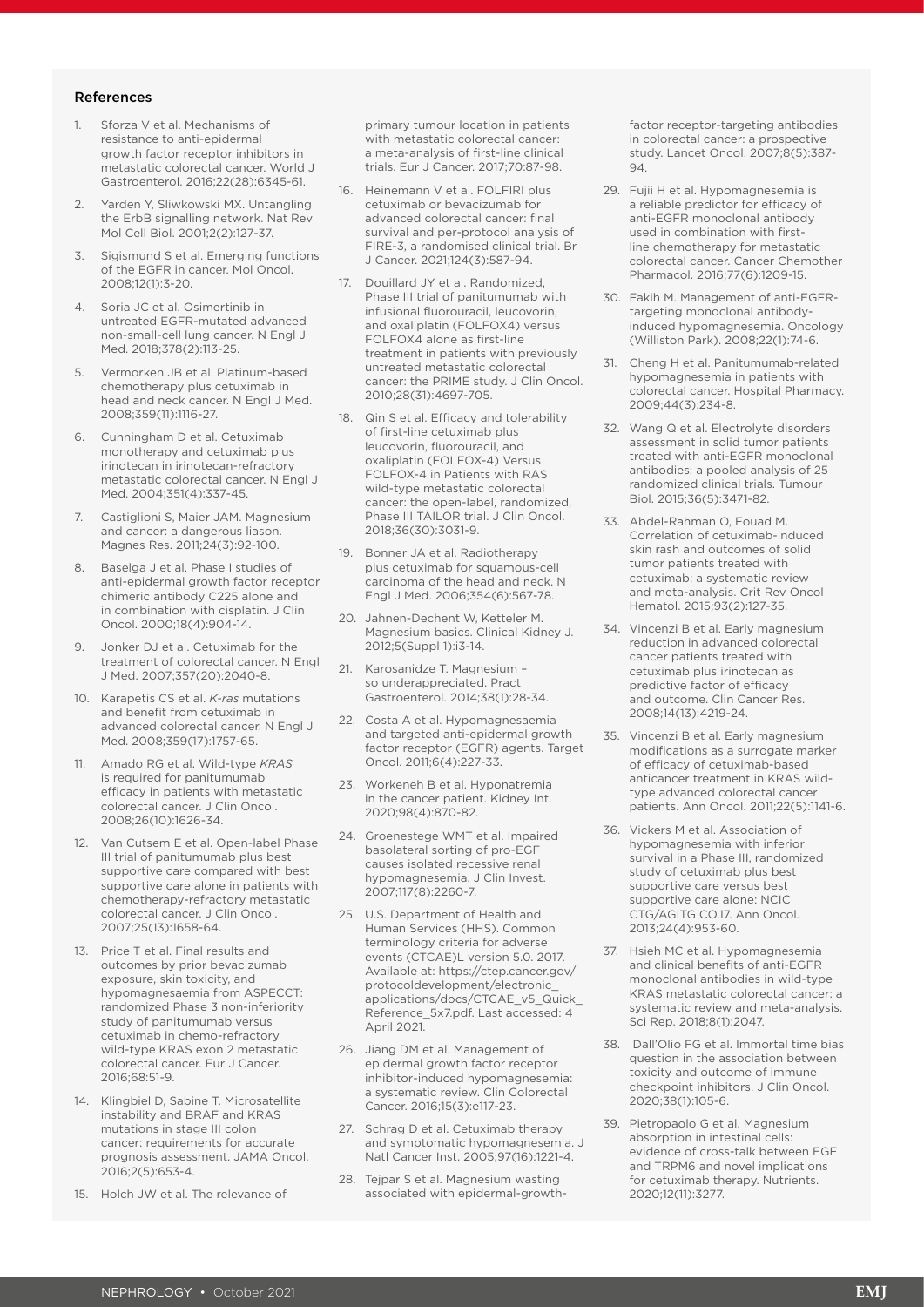## References

1. Sforza V et al. Mechanisms of resistance to anti-epidermal growth factor receptor inhibitors in metastatic colorectal cancer. World J Gastroenterol. 2016;22(28):6345-61.
2. Yarden Y, Sliwkowski MX. Untangling the ErbB signalling network. Nat Rev Mol Cell Biol. 2001;2(2):127-37.
3. Sigismund S et al. Emerging functions of the EGFR in cancer. Mol Oncol. 2008;12(1):3-20.
4. Soria JC et al. Osimertinib in untreated EGFR-mutated advanced non-small-cell lung cancer. N Engl J Med. 2018;378(2):113-25.
5. Vermorken JB et al. Platinum-based chemotherapy plus cetuximab in head and neck cancer. N Engl J Med. 2008;359(11):1116-27.
6. Cunningham D et al. Cetuximab monotherapy and cetuximab plus irinotecan in irinotecan-refractory metastatic colorectal cancer. N Engl J Med. 2004;351(4):337-45.
7. Castiglioni S, Maier JAM. Magnesium and cancer: a dangerous liason. Magnes Res. 2011;24(3):92-100.
8. Baselga J et al. Phase I studies of anti-epidermal growth factor receptor chimeric antibody C225 alone and in combination with cisplatin. J Clin Oncol. 2000;18(4):904-14.
9. Jonker DJ et al. Cetuximab for the treatment of colorectal cancer. N Engl J Med. 2007;357(20):2040-8.
10. Karapetis CS et al. *K-ras* mutations and benefit from cetuximab in advanced colorectal cancer. N Engl J Med. 2008;359(17):1757-65.
11. Amado RG et al. Wild-type *KRAS* is required for panitumumab efficacy in patients with metastatic colorectal cancer. J Clin Oncol. 2008;26(10):1626-34.
12. Van Cutsem E et al. Open-label Phase III trial of panitumumab plus best supportive care compared with best supportive care alone in patients with chemotherapy-refractory metastatic colorectal cancer. J Clin Oncol. 2007;25(13):1658-64.
13. Price T et al. Final results and outcomes by prior bevacizumab exposure, skin toxicity, and hypomagnesaemia from ASPECCT: randomized Phase 3 non-inferiority study of panitumumab versus cetuximab in chemo-refractory wild-type KRAS exon 2 metastatic colorectal cancer. Eur J Cancer. 2016;68:51-9.
14. Klingbiel D, Sabine T. Microsatellite instability and BRAF and KRAS mutations in stage III colon cancer: requirements for accurate prognosis assessment. JAMA Oncol. 2016;2(5):653-4.
15. Holch JW et al. The relevance of primary tumour location in patients with metastatic colorectal cancer: a meta-analysis of first-line clinical trials. Eur J Cancer. 2017;70:87-98.
16. Heinemann V et al. FOLFIRI plus cetuximab or bevacizumab for advanced colorectal cancer: final survival and per-protocol analysis of FIRE-3, a randomised clinical trial. Br J Cancer. 2021;124(3):587-94.
17. Douillard JY et al. Randomized, Phase III trial of panitumumab with infusional fluorouracil, leucovorin, and oxaliplatin (FOLFOX4) versus FOLFOX4 alone as first-line treatment in patients with previously untreated metastatic colorectal cancer: the PRIME study. J Clin Oncol. 2010;28(31):4697-705.
18. Qin S et al. Efficacy and tolerability of first-line cetuximab plus leucovorin, fluorouracil, and oxaliplatin (FOLFOX-4) Versus FOLFOX-4 in Patients with RAS wild-type metastatic colorectal cancer: the open-label, randomized, Phase III TAILOR trial. J Clin Oncol. 2018;36(30):3031-9.
19. Bonner JA et al. Radiotherapy plus cetuximab for squamous-cell carcinoma of the head and neck. N Engl J Med. 2006;354(6):567-78.
20. Jahnen-Dechent W, Ketteler M. Magnesium basics. Clinical Kidney J. 2012;5(Suppl 1):i3-14.
21. Karosanidze T. Magnesium – so underappreciated. Pract Gastroenterol. 2014;38(1):28-34.
22. Costa A et al. Hypomagnesaemia and targeted anti-epidermal growth factor receptor (EGFR) agents. Target Oncol. 2011;6(4):227-33.
23. Workeneh B et al. Hyponatremia in the cancer patient. Kidney Int. 2020;98(4):870-82.
24. Groenestege WMT et al. Impaired basolateral sorting of pro-EGF causes isolated recessive renal hypomagnesemia. J Clin Invest. 2007;117(8):2260-7.
25. U.S. Department of Health and Human Services (HHS). Common terminology criteria for adverse events (CTCAE)L version 5.0. 2017. Available at: https://ctep.cancer.gov/protocoldevelopment/electronic_applications/docs/CTCAE_v5_Quick_Reference_5x7.pdf. Last accessed: 4 April 2021.
26. Jiang DM et al. Management of epidermal growth factor receptor inhibitor-induced hypomagnesemia: a systematic review. Clin Colorectal Cancer. 2016;15(3):e117-23.
27. Schrag D et al. Cetuximab therapy and symptomatic hypomagnesemia. J Natl Cancer Inst. 2005;97(16):1221-4.
28. Tejpar S et al. Magnesium wasting associated with epidermal-growth-factor receptor-targeting antibodies in colorectal cancer: a prospective study. Lancet Oncol. 2007;8(5):387-94.
29. Fujii H et al. Hypomagnesemia is a reliable predictor for efficacy of anti-EGFR monoclonal antibody used in combination with first-line chemotherapy for metastatic colorectal cancer. Cancer Chemother Pharmacol. 2016;77(6):1209-15.
30. Fakih M. Management of anti-EGFR-targeting monoclonal antibody-induced hypomagnesemia. Oncology (Williston Park). 2008;22(1):74-6.
31. Cheng H et al. Panitumumab-related hypomagnesemia in patients with colorectal cancer. Hospital Pharmacy. 2009;44(3):234-8.
32. Wang Q et al. Electrolyte disorders assessment in solid tumor patients treated with anti-EGFR monoclonal antibodies: a pooled analysis of 25 randomized clinical trials. Tumour Biol. 2015;36(5):3471-82.
33. Abdel-Rahman O, Fouad M. Correlation of cetuximab-induced skin rash and outcomes of solid tumor patients treated with cetuximab: a systematic review and meta-analysis. Crit Rev Oncol Hematol. 2015;93(2):127-35.
34. Vincenzi B et al. Early magnesium reduction in advanced colorectal cancer patients treated with cetuximab plus irinotecan as predictive factor of efficacy and outcome. Clin Cancer Res. 2008;14(13):4219-24.
35. Vincenzi B et al. Early magnesium modifications as a surrogate marker of efficacy of cetuximab-based anticancer treatment in KRAS wild-type advanced colorectal cancer patients. Ann Oncol. 2011;22(5):1141-6.
36. Vickers M et al. Association of hypomagnesemia with inferior survival in a Phase III, randomized study of cetuximab plus best supportive care versus best supportive care alone: NCIC CTG/AGITG CO.17. Ann Oncol. 2013;24(4):953-60.
37. Hsieh MC et al. Hypomagnesemia and clinical benefits of anti-EGFR monoclonal antibodies in wild-type KRAS metastatic colorectal cancer: a systematic review and meta-analysis. Sci Rep. 2018;8(1):2047.
38. Dall'Olio FG et al. Immortal time bias question in the association between toxicity and outcome of immune checkpoint inhibitors. J Clin Oncol. 2020;38(1):105-6.
39. Pietropaolo G et al. Magnesium absorption in intestinal cells: evidence of cross-talk between EGF and TRPM6 and novel implications for cetuximab therapy. Nutrients. 2020;12(11):3277.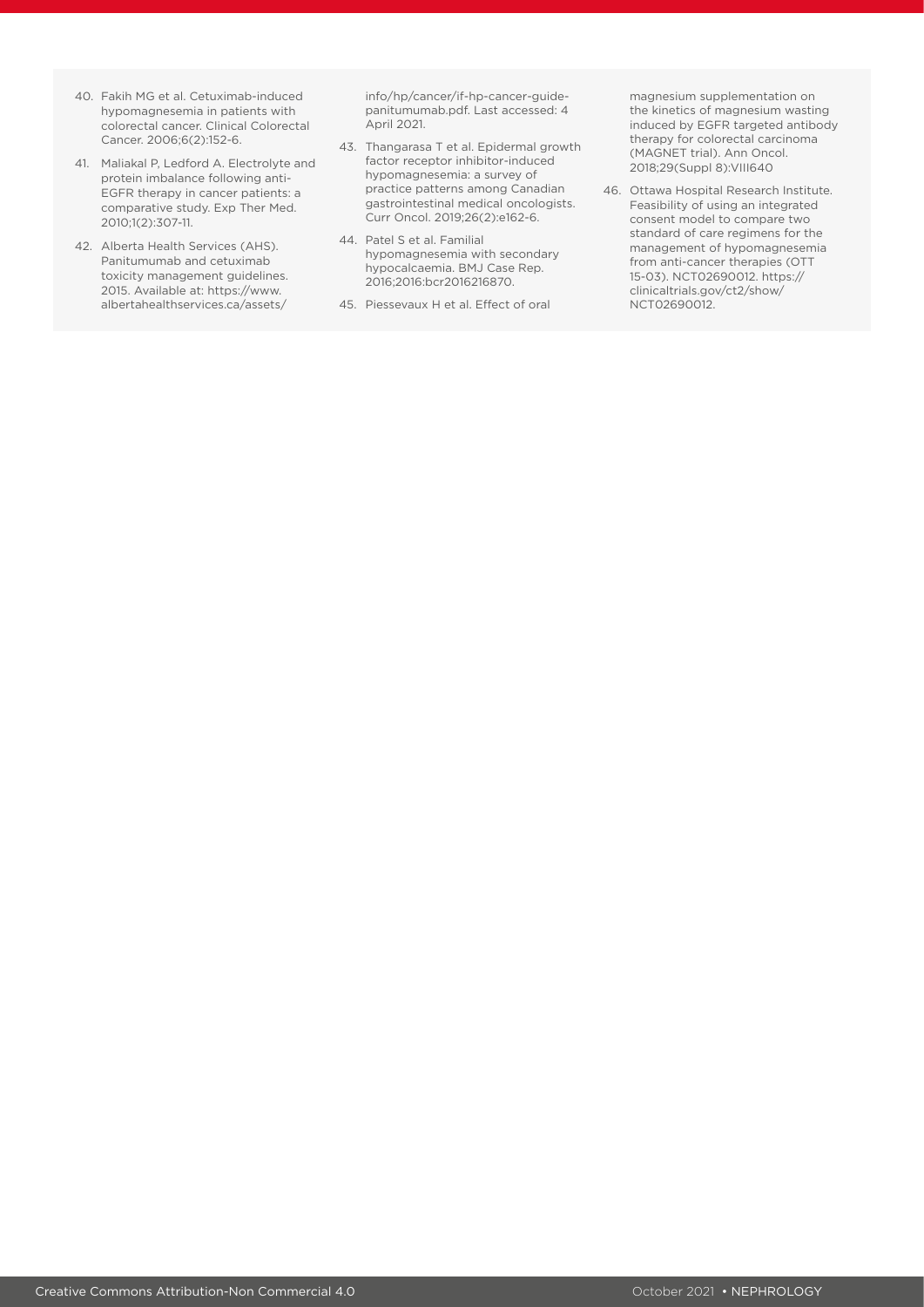40. Fakih MG et al. Cetuximab-induced hypomagnesemia in patients with colorectal cancer. Clinical Colorectal Cancer. 2006;6(2):152-6.
41. Maliakal P, Ledford A. Electrolyte and protein imbalance following anti-EGFR therapy in cancer patients: a comparative study. Exp Ther Med. 2010;1(2):307-11.
42. Alberta Health Services (AHS). Panitumumab and cetuximab toxicity management guidelines. 2015. Available at: https://www.albertahealthservices.ca/assets/info/hp/cancer/if-hp-cancer-guide-panitumumab.pdf. Last accessed: 4 April 2021.
43. Thangarasa T et al. Epidermal growth factor receptor inhibitor-induced hypomagnesemia: a survey of practice patterns among Canadian gastrointestinal medical oncologists. Curr Oncol. 2019;26(2):e162-6.
44. Patel S et al. Familial hypomagnesemia with secondary hypocalcaemia. BMJ Case Rep. 2016;2016:bcr2016216870.
45. Piessevaux H et al. Effect of oral magnesium supplementation on the kinetics of magnesium wasting induced by EGFR targeted antibody therapy for colorectal carcinoma (MAGNET trial). Ann Oncol. 2018;29(Suppl 8):VIII640
46. Ottawa Hospital Research Institute. Feasibility of using an integrated consent model to compare two standard of care regimens for the management of hypomagnesemia from anti-cancer therapies (OTT 15-03). NCT02690012. https://clinicaltrials.gov/ct2/show/NCT02690012.